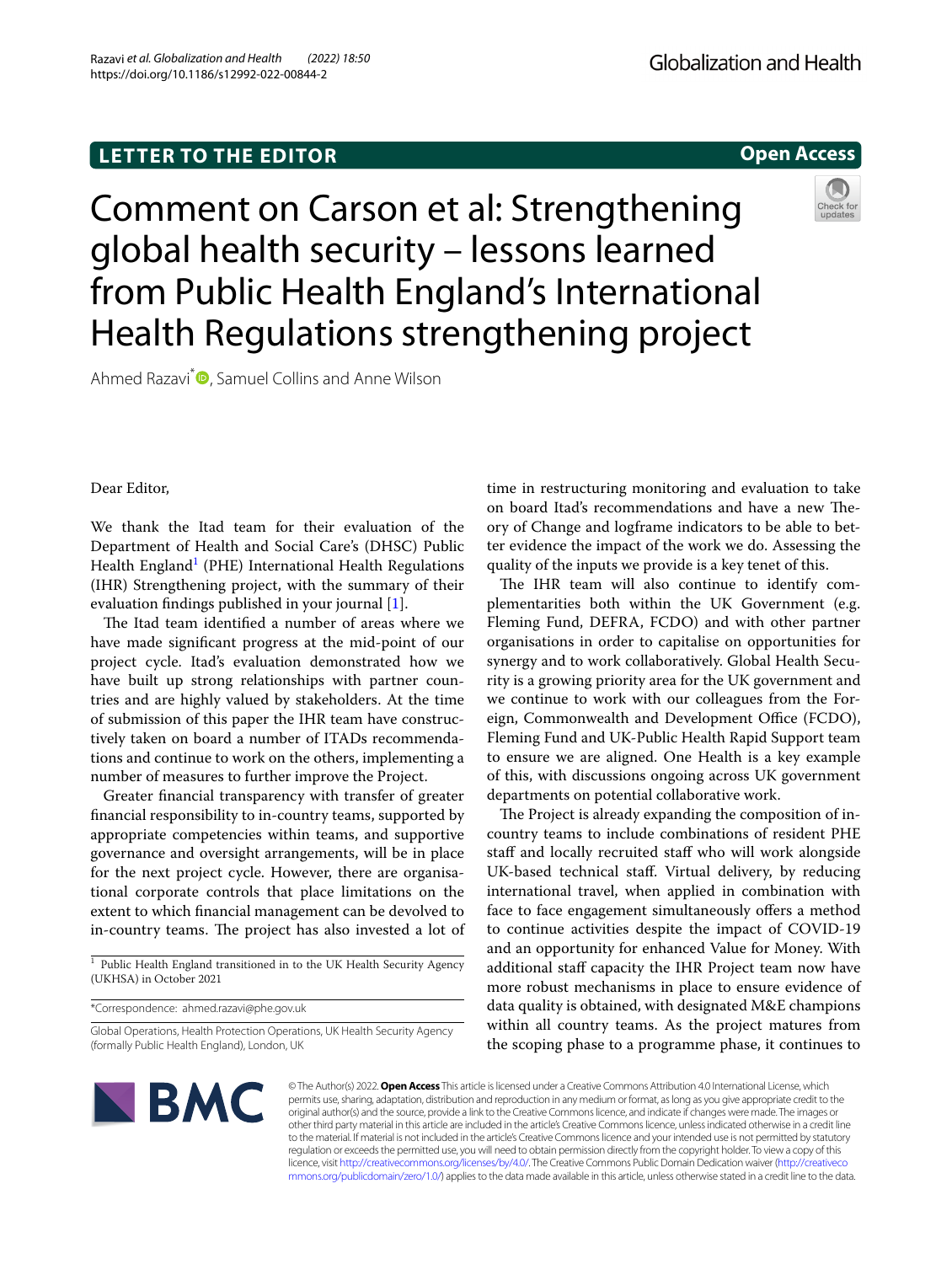LETTER TO THE EDITOR

Open Access

# Comment on Carson et al: Strengthening global health security – lessons learned from Public Health England's International Health Regulations strengthening project

Ahmed Razavi*, Samuel Collins and Anne Wilson

Dear Editor,

We thank the Itad team for their evaluation of the Department of Health and Social Care's (DHSC) Public Health England[1] (PHE) International Health Regulations (IHR) Strengthening project, with the summary of their evaluation findings published in your journal [1].

The Itad team identified a number of areas where we have made significant progress at the mid-point of our project cycle. Itad's evaluation demonstrated how we have built up strong relationships with partner countries and are highly valued by stakeholders. At the time of submission of this paper the IHR team have constructively taken on board a number of ITADs recommendations and continue to work on the others, implementing a number of measures to further improve the Project.

Greater financial transparency with transfer of greater financial responsibility to in-country teams, supported by appropriate competencies within teams, and supportive governance and oversight arrangements, will be in place for the next project cycle. However, there are organisational corporate controls that place limitations on the extent to which financial management can be devolved to in-country teams. The project has also invested a lot of time in restructuring monitoring and evaluation to take on board Itad's recommendations and have a new Theory of Change and logframe indicators to be able to better evidence the impact of the work we do. Assessing the quality of the inputs we provide is a key tenet of this.

The IHR team will also continue to identify complementarities both within the UK Government (e.g. Fleming Fund, DEFRA, FCDO) and with other partner organisations in order to capitalise on opportunities for synergy and to work collaboratively. Global Health Security is a growing priority area for the UK government and we continue to work with our colleagues from the Foreign, Commonwealth and Development Office (FCDO), Fleming Fund and UK-Public Health Rapid Support team to ensure we are aligned. One Health is a key example of this, with discussions ongoing across UK government departments on potential collaborative work.

The Project is already expanding the composition of in-country teams to include combinations of resident PHE staff and locally recruited staff who will work alongside UK-based technical staff. Virtual delivery, by reducing international travel, when applied in combination with face to face engagement simultaneously offers a method to continue activities despite the impact of COVID-19 and an opportunity for enhanced Value for Money. With additional staff capacity the IHR Project team now have more robust mechanisms in place to ensure evidence of data quality is obtained, with designated M&E champions within all country teams. As the project matures from the scoping phase to a programme phase, it continues to

[1] Public Health England transitioned in to the UK Health Security Agency (UKHSA) in October 2021

*Correspondence: ahmed.razavi@phe.gov.uk

Global Operations, Health Protection Operations, UK Health Security Agency (formally Public Health England), London, UK

© The Author(s) 2022. **Open Access** This article is licensed under a Creative Commons Attribution 4.0 International License, which permits use, sharing, adaptation, distribution and reproduction in any medium or format, as long as you give appropriate credit to the original author(s) and the source, provide a link to the Creative Commons licence, and indicate if changes were made. The images or other third party material in this article are included in the article's Creative Commons licence, unless indicated otherwise in a credit line to the material. If material is not included in the article's Creative Commons licence and your intended use is not permitted by statutory regulation or exceeds the permitted use, you will need to obtain permission directly from the copyright holder. To view a copy of this licence, visit http://creativecommons.org/licenses/by/4.0/. The Creative Commons Public Domain Dedication waiver (http://creativecommons.org/publicdomain/zero/1.0/) applies to the data made available in this article, unless otherwise stated in a credit line to the data.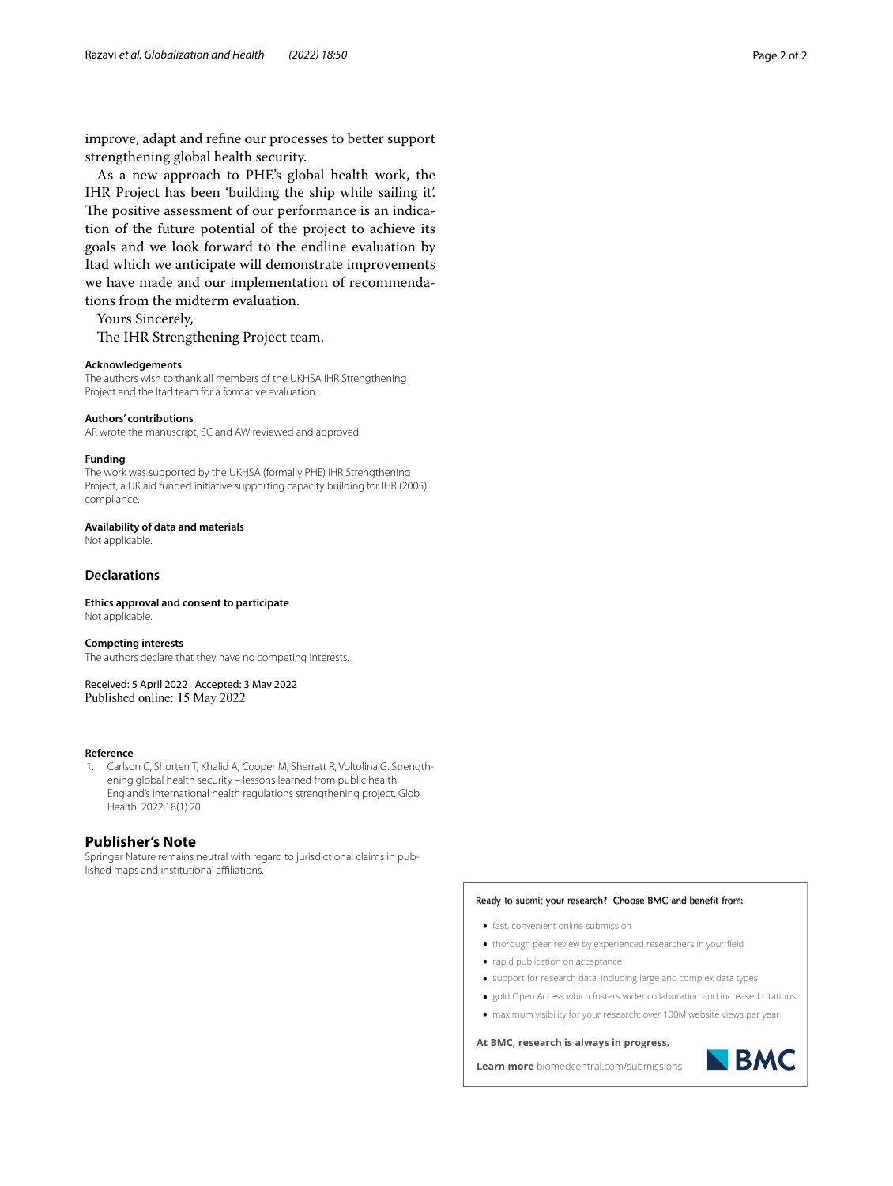improve, adapt and refine our processes to better support strengthening global health security.

As a new approach to PHE's global health work, the IHR Project has been 'building the ship while sailing it'. The positive assessment of our performance is an indication of the future potential of the project to achieve its goals and we look forward to the endline evaluation by Itad which we anticipate will demonstrate improvements we have made and our implementation of recommendations from the midterm evaluation.

Yours Sincerely,

The IHR Strengthening Project team.

#### Acknowledgements
The authors wish to thank all members of the UKHSA IHR Strengthening Project and the Itad team for a formative evaluation.

#### Authors' contributions
AR wrote the manuscript, SC and AW reviewed and approved.

#### Funding
The work was supported by the UKHSA (formally PHE) IHR Strengthening Project, a UK aid funded initiative supporting capacity building for IHR (2005) compliance.

#### Availability of data and materials
Not applicable.

### Declarations

#### Ethics approval and consent to participate
Not applicable.

#### Competing interests
The authors declare that they have no competing interests.

Received: 5 April 2022 Accepted: 3 May 2022
Published online: 15 May 2022

#### Reference
1. Carlson C, Shorten T, Khalid A, Cooper M, Sherratt R, Voltolina G. Strengthening global health security – lessons learned from public health England's international health regulations strengthening project. Glob Health. 2022;18(1):20.

## Publisher's Note
Springer Nature remains neutral with regard to jurisdictional claims in published maps and institutional affiliations.

Ready to submit your research? Choose BMC and benefit from:

- fast, convenient online submission
- thorough peer review by experienced researchers in your field
- rapid publication on acceptance
- support for research data, including large and complex data types
- gold Open Access which fosters wider collaboration and increased citations
- maximum visibility for your research: over 100M website views per year

**At BMC, research is always in progress.**

**Learn more** biomedcentral.com/submissions

BMC